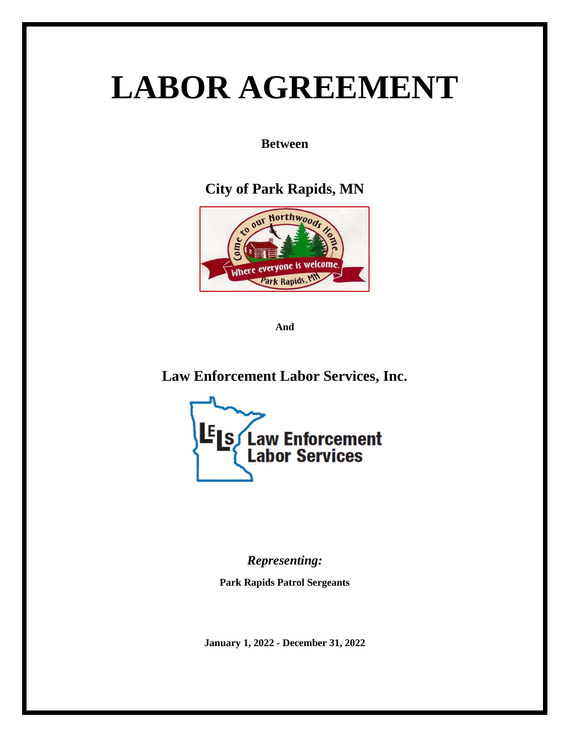# LABOR AGREEMENT

**Between**

## City of Park Rapids, MN

**And**

## Law Enforcement Labor Services, Inc.

*Representing:*

**Park Rapids Patrol Sergeants**

**January 1, 2022 - December 31, 2022**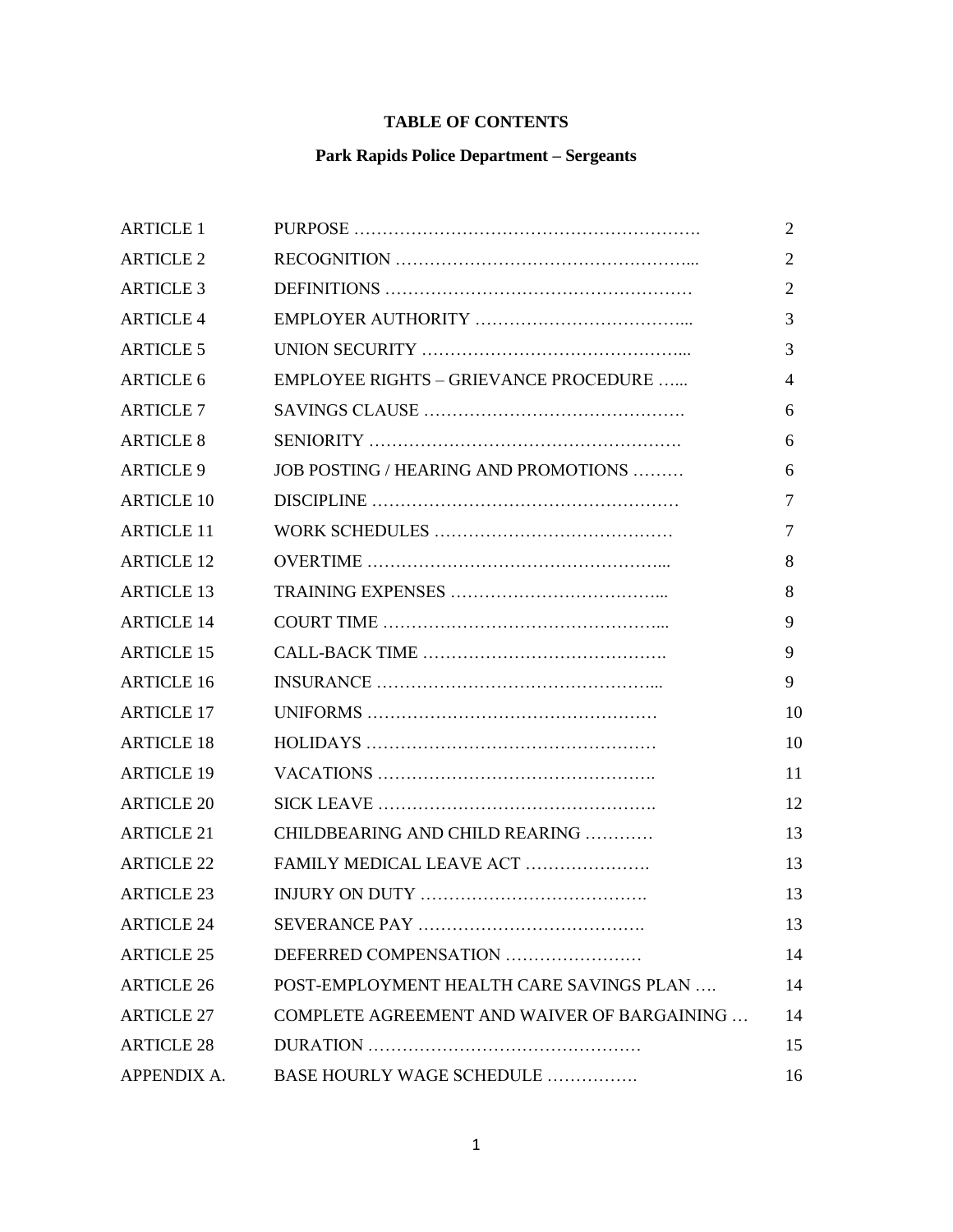# TABLE OF CONTENTS

## Park Rapids Police Department – Sergeants

| | | |
|---|---|---|
| ARTICLE 1 | PURPOSE ………………………………………………………. | 2 |
| ARTICLE 2 | RECOGNITION …………………………………………….... | 2 |
| ARTICLE 3 | DEFINITIONS ……………………………………………… | 2 |
| ARTICLE 4 | EMPLOYER AUTHORITY ……………………………….... | 3 |
| ARTICLE 5 | UNION SECURITY ……………………………………….... | 3 |
| ARTICLE 6 | EMPLOYEE RIGHTS – GRIEVANCE PROCEDURE …... | 4 |
| ARTICLE 7 | SAVINGS CLAUSE ………………………………………. | 6 |
| ARTICLE 8 | SENIORITY ………………………………………………. | 6 |
| ARTICLE 9 | JOB POSTING / HEARING AND PROMOTIONS ……… | 6 |
| ARTICLE 10 | DISCIPLINE …………………………………………….. | 7 |
| ARTICLE 11 | WORK SCHEDULES …………………………………… | 7 |
| ARTICLE 12 | OVERTIME ……………………………………………... | 8 |
| ARTICLE 13 | TRAINING EXPENSES ……………………………….... | 8 |
| ARTICLE 14 | COURT TIME ………………………………………….... | 9 |
| ARTICLE 15 | CALL-BACK TIME ……………………………………. | 9 |
| ARTICLE 16 | INSURANCE ……………………………………………... | 9 |
| ARTICLE 17 | UNIFORMS …………………………………………… | 10 |
| ARTICLE 18 | HOLIDAYS …………………………………………… | 10 |
| ARTICLE 19 | VACATIONS …………………………………………. | 11 |
| ARTICLE 20 | SICK LEAVE …………………………………………. | 12 |
| ARTICLE 21 | CHILDBEARING AND CHILD REARING ………… | 13 |
| ARTICLE 22 | FAMILY MEDICAL LEAVE ACT …………………. | 13 |
| ARTICLE 23 | INJURY ON DUTY …………………………………. | 13 |
| ARTICLE 24 | SEVERANCE PAY …………………………………. | 13 |
| ARTICLE 25 | DEFERRED COMPENSATION …………………… | 14 |
| ARTICLE 26 | POST-EMPLOYMENT HEALTH CARE SAVINGS PLAN …. | 14 |
| ARTICLE 27 | COMPLETE AGREEMENT AND WAIVER OF BARGAINING … | 14 |
| ARTICLE 28 | DURATION ………………………………………… | 15 |
| APPENDIX A. | BASE HOURLY WAGE SCHEDULE ……………. | 16 |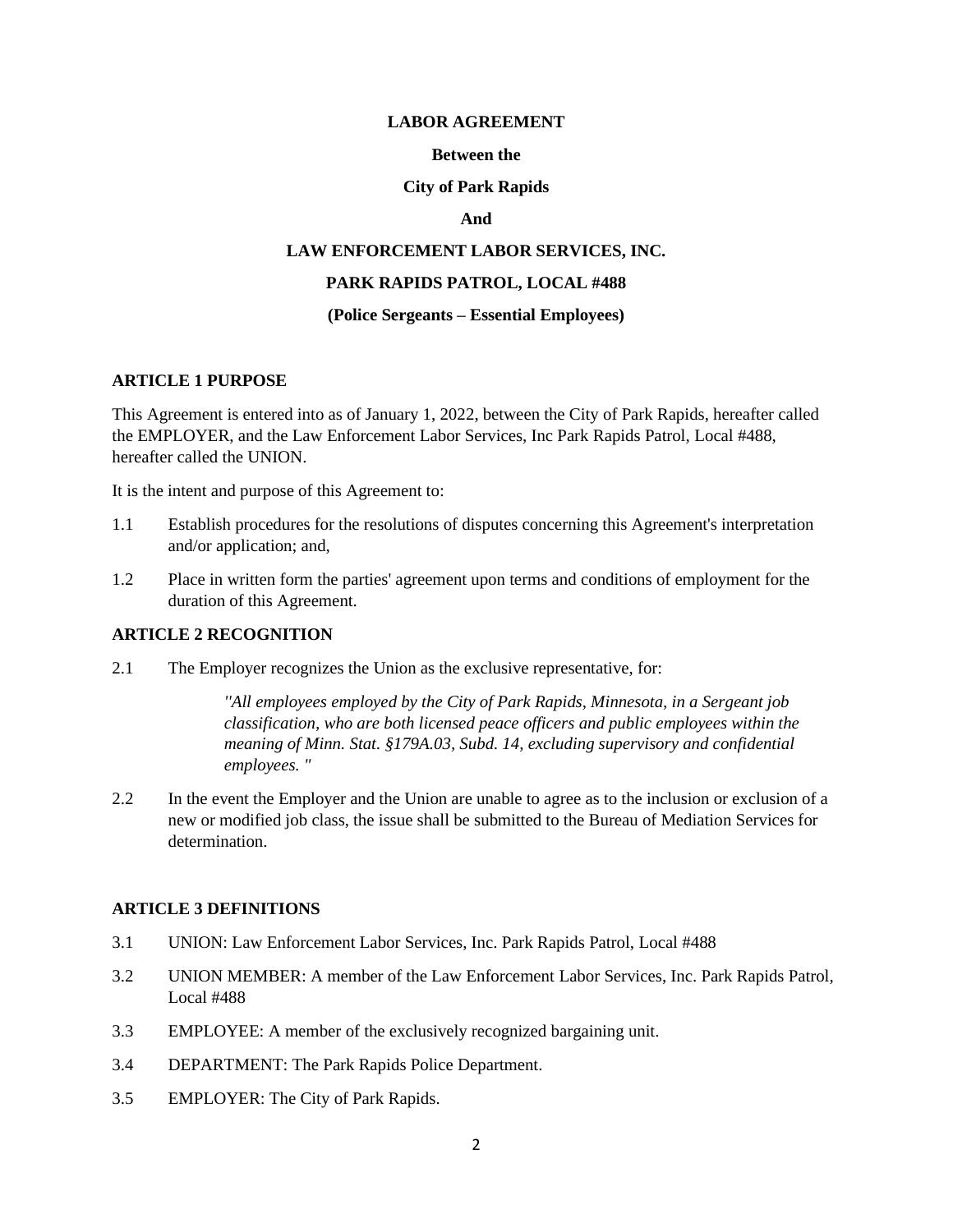**LABOR AGREEMENT**

**Between the**

**City of Park Rapids**

**And**

**LAW ENFORCEMENT LABOR SERVICES, INC.**

**PARK RAPIDS PATROL, LOCAL #488**

**(Police Sergeants – Essential Employees)**

## ARTICLE 1 PURPOSE

This Agreement is entered into as of January 1, 2022, between the City of Park Rapids, hereafter called the EMPLOYER, and the Law Enforcement Labor Services, Inc Park Rapids Patrol, Local #488, hereafter called the UNION.

It is the intent and purpose of this Agreement to:

1.1 Establish procedures for the resolutions of disputes concerning this Agreement's interpretation and/or application; and,

1.2 Place in written form the parties' agreement upon terms and conditions of employment for the duration of this Agreement.

## ARTICLE 2 RECOGNITION

2.1 The Employer recognizes the Union as the exclusive representative, for:

> *"All employees employed by the City of Park Rapids, Minnesota, in a Sergeant job classification, who are both licensed peace officers and public employees within the meaning of Minn. Stat. §179A.03, Subd. 14, excluding supervisory and confidential employees. "*

2.2 In the event the Employer and the Union are unable to agree as to the inclusion or exclusion of a new or modified job class, the issue shall be submitted to the Bureau of Mediation Services for determination.

## ARTICLE 3 DEFINITIONS

3.1 UNION: Law Enforcement Labor Services, Inc. Park Rapids Patrol, Local #488

3.2 UNION MEMBER: A member of the Law Enforcement Labor Services, Inc. Park Rapids Patrol, Local #488

3.3 EMPLOYEE: A member of the exclusively recognized bargaining unit.

3.4 DEPARTMENT: The Park Rapids Police Department.

3.5 EMPLOYER: The City of Park Rapids.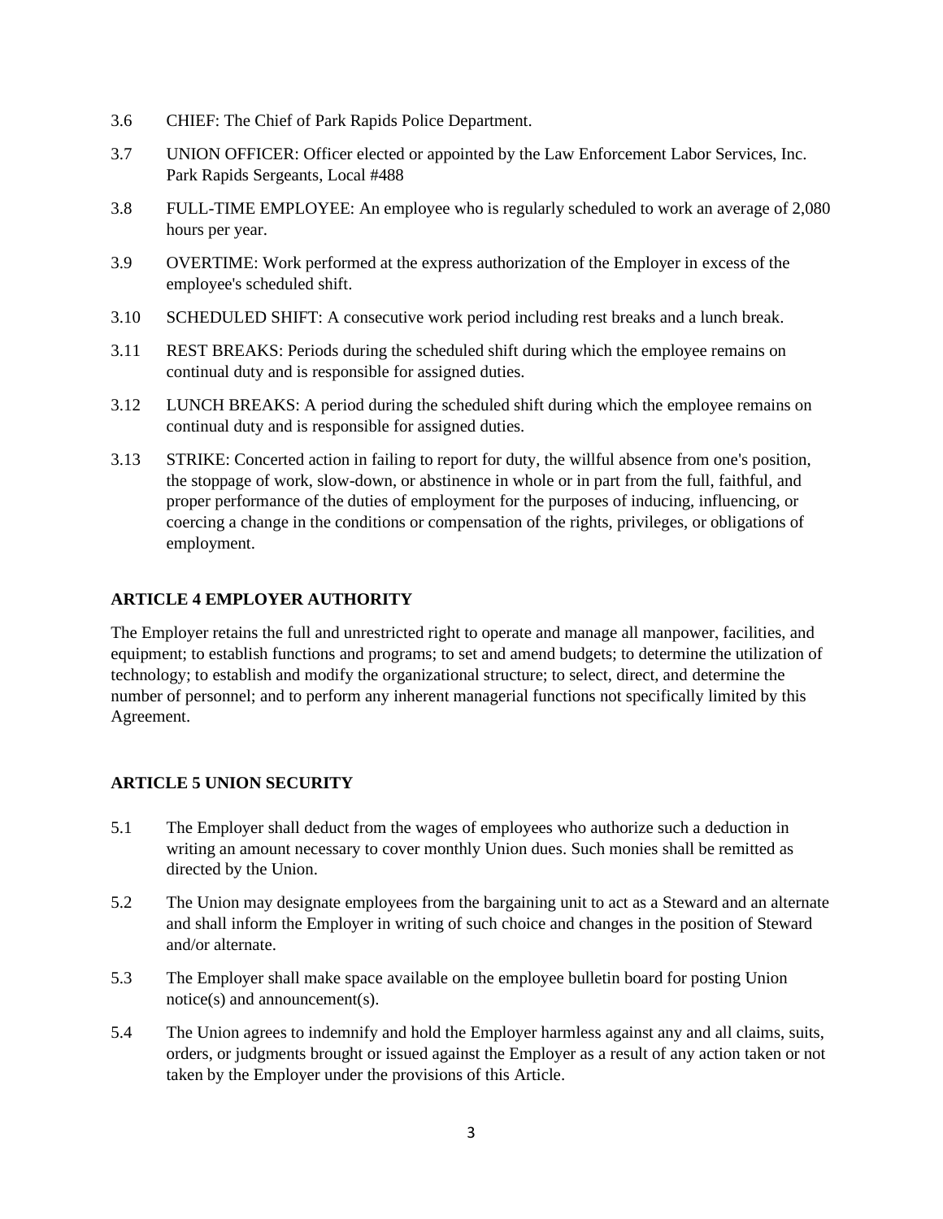3.6 CHIEF: The Chief of Park Rapids Police Department.

3.7 UNION OFFICER: Officer elected or appointed by the Law Enforcement Labor Services, Inc. Park Rapids Sergeants, Local #488

3.8 FULL-TIME EMPLOYEE: An employee who is regularly scheduled to work an average of 2,080 hours per year.

3.9 OVERTIME: Work performed at the express authorization of the Employer in excess of the employee's scheduled shift.

3.10 SCHEDULED SHIFT: A consecutive work period including rest breaks and a lunch break.

3.11 REST BREAKS: Periods during the scheduled shift during which the employee remains on continual duty and is responsible for assigned duties.

3.12 LUNCH BREAKS: A period during the scheduled shift during which the employee remains on continual duty and is responsible for assigned duties.

3.13 STRIKE: Concerted action in failing to report for duty, the willful absence from one's position, the stoppage of work, slow-down, or abstinence in whole or in part from the full, faithful, and proper performance of the duties of employment for the purposes of inducing, influencing, or coercing a change in the conditions or compensation of the rights, privileges, or obligations of employment.

**ARTICLE 4 EMPLOYER AUTHORITY**

The Employer retains the full and unrestricted right to operate and manage all manpower, facilities, and equipment; to establish functions and programs; to set and amend budgets; to determine the utilization of technology; to establish and modify the organizational structure; to select, direct, and determine the number of personnel; and to perform any inherent managerial functions not specifically limited by this Agreement.

**ARTICLE 5 UNION SECURITY**

5.1 The Employer shall deduct from the wages of employees who authorize such a deduction in writing an amount necessary to cover monthly Union dues. Such monies shall be remitted as directed by the Union.

5.2 The Union may designate employees from the bargaining unit to act as a Steward and an alternate and shall inform the Employer in writing of such choice and changes in the position of Steward and/or alternate.

5.3 The Employer shall make space available on the employee bulletin board for posting Union notice(s) and announcement(s).

5.4 The Union agrees to indemnify and hold the Employer harmless against any and all claims, suits, orders, or judgments brought or issued against the Employer as a result of any action taken or not taken by the Employer under the provisions of this Article.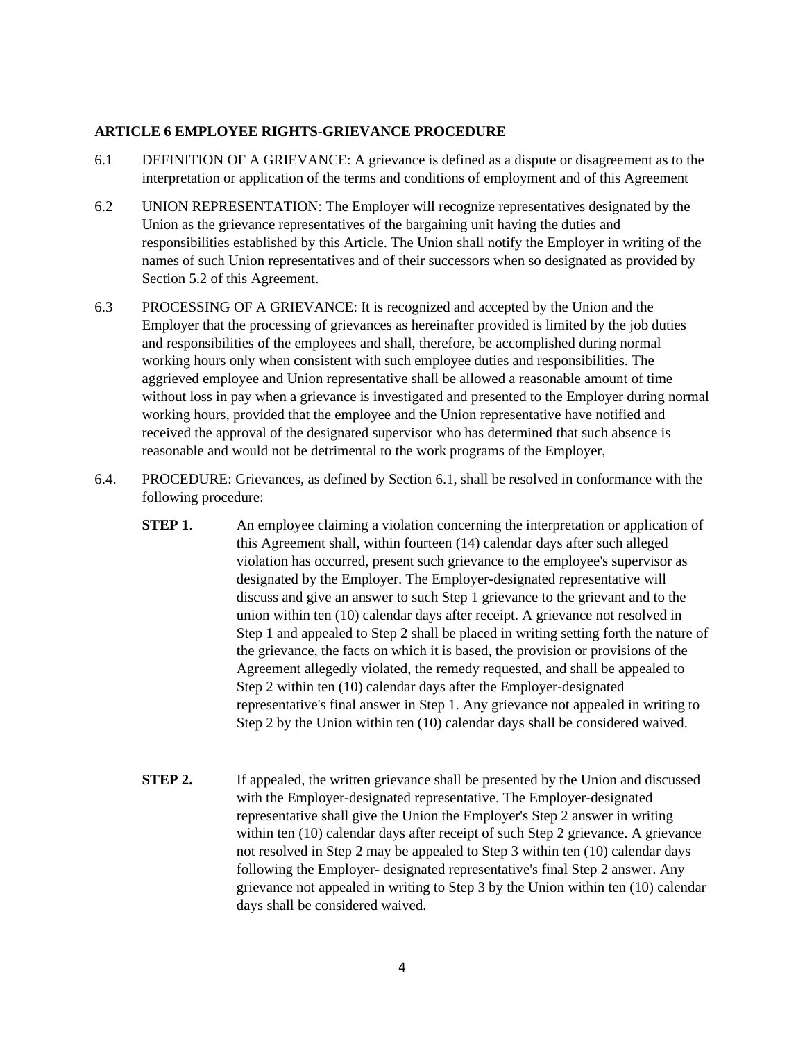**ARTICLE 6 EMPLOYEE RIGHTS-GRIEVANCE PROCEDURE**

6.1 DEFINITION OF A GRIEVANCE: A grievance is defined as a dispute or disagreement as to the interpretation or application of the terms and conditions of employment and of this Agreement

6.2 UNION REPRESENTATION: The Employer will recognize representatives designated by the Union as the grievance representatives of the bargaining unit having the duties and responsibilities established by this Article. The Union shall notify the Employer in writing of the names of such Union representatives and of their successors when so designated as provided by Section 5.2 of this Agreement.

6.3 PROCESSING OF A GRIEVANCE: It is recognized and accepted by the Union and the Employer that the processing of grievances as hereinafter provided is limited by the job duties and responsibilities of the employees and shall, therefore, be accomplished during normal working hours only when consistent with such employee duties and responsibilities. The aggrieved employee and Union representative shall be allowed a reasonable amount of time without loss in pay when a grievance is investigated and presented to the Employer during normal working hours, provided that the employee and the Union representative have notified and received the approval of the designated supervisor who has determined that such absence is reasonable and would not be detrimental to the work programs of the Employer,

6.4. PROCEDURE: Grievances, as defined by Section 6.1, shall be resolved in conformance with the following procedure:

**STEP 1**. An employee claiming a violation concerning the interpretation or application of this Agreement shall, within fourteen (14) calendar days after such alleged violation has occurred, present such grievance to the employee's supervisor as designated by the Employer. The Employer-designated representative will discuss and give an answer to such Step 1 grievance to the grievant and to the union within ten (10) calendar days after receipt. A grievance not resolved in Step 1 and appealed to Step 2 shall be placed in writing setting forth the nature of the grievance, the facts on which it is based, the provision or provisions of the Agreement allegedly violated, the remedy requested, and shall be appealed to Step 2 within ten (10) calendar days after the Employer-designated representative's final answer in Step 1. Any grievance not appealed in writing to Step 2 by the Union within ten (10) calendar days shall be considered waived.

**STEP 2.** If appealed, the written grievance shall be presented by the Union and discussed with the Employer-designated representative. The Employer-designated representative shall give the Union the Employer's Step 2 answer in writing within ten (10) calendar days after receipt of such Step 2 grievance. A grievance not resolved in Step 2 may be appealed to Step 3 within ten (10) calendar days following the Employer- designated representative's final Step 2 answer. Any grievance not appealed in writing to Step 3 by the Union within ten (10) calendar days shall be considered waived.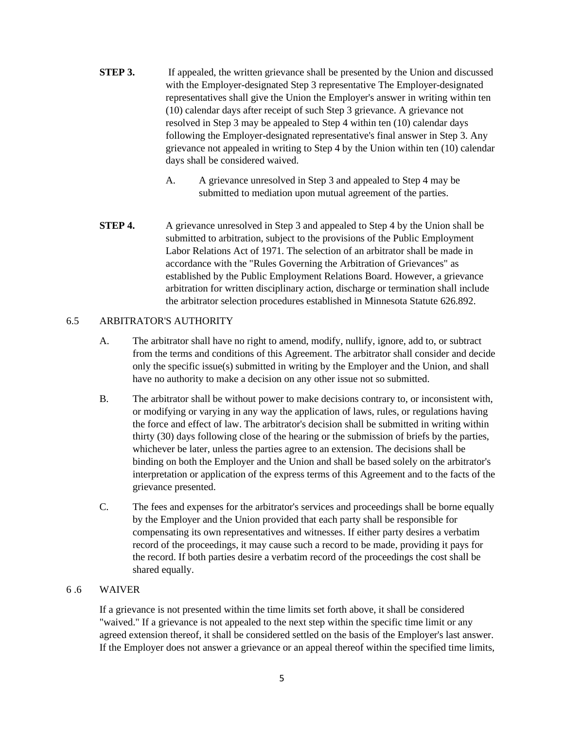**STEP 3.** If appealed, the written grievance shall be presented by the Union and discussed with the Employer-designated Step 3 representative The Employer-designated representatives shall give the Union the Employer's answer in writing within ten (10) calendar days after receipt of such Step 3 grievance. A grievance not resolved in Step 3 may be appealed to Step 4 within ten (10) calendar days following the Employer-designated representative's final answer in Step 3. Any grievance not appealed in writing to Step 4 by the Union within ten (10) calendar days shall be considered waived.

A. A grievance unresolved in Step 3 and appealed to Step 4 may be submitted to mediation upon mutual agreement of the parties.

**STEP 4.** A grievance unresolved in Step 3 and appealed to Step 4 by the Union shall be submitted to arbitration, subject to the provisions of the Public Employment Labor Relations Act of 1971. The selection of an arbitrator shall be made in accordance with the "Rules Governing the Arbitration of Grievances" as established by the Public Employment Relations Board. However, a grievance arbitration for written disciplinary action, discharge or termination shall include the arbitrator selection procedures established in Minnesota Statute 626.892.

## 6.5 ARBITRATOR'S AUTHORITY

A. The arbitrator shall have no right to amend, modify, nullify, ignore, add to, or subtract from the terms and conditions of this Agreement. The arbitrator shall consider and decide only the specific issue(s) submitted in writing by the Employer and the Union, and shall have no authority to make a decision on any other issue not so submitted.

B. The arbitrator shall be without power to make decisions contrary to, or inconsistent with, or modifying or varying in any way the application of laws, rules, or regulations having the force and effect of law. The arbitrator's decision shall be submitted in writing within thirty (30) days following close of the hearing or the submission of briefs by the parties, whichever be later, unless the parties agree to an extension. The decisions shall be binding on both the Employer and the Union and shall be based solely on the arbitrator's interpretation or application of the express terms of this Agreement and to the facts of the grievance presented.

C. The fees and expenses for the arbitrator's services and proceedings shall be borne equally by the Employer and the Union provided that each party shall be responsible for compensating its own representatives and witnesses. If either party desires a verbatim record of the proceedings, it may cause such a record to be made, providing it pays for the record. If both parties desire a verbatim record of the proceedings the cost shall be shared equally.

## 6 .6 WAIVER

If a grievance is not presented within the time limits set forth above, it shall be considered "waived." If a grievance is not appealed to the next step within the specific time limit or any agreed extension thereof, it shall be considered settled on the basis of the Employer's last answer. If the Employer does not answer a grievance or an appeal thereof within the specified time limits,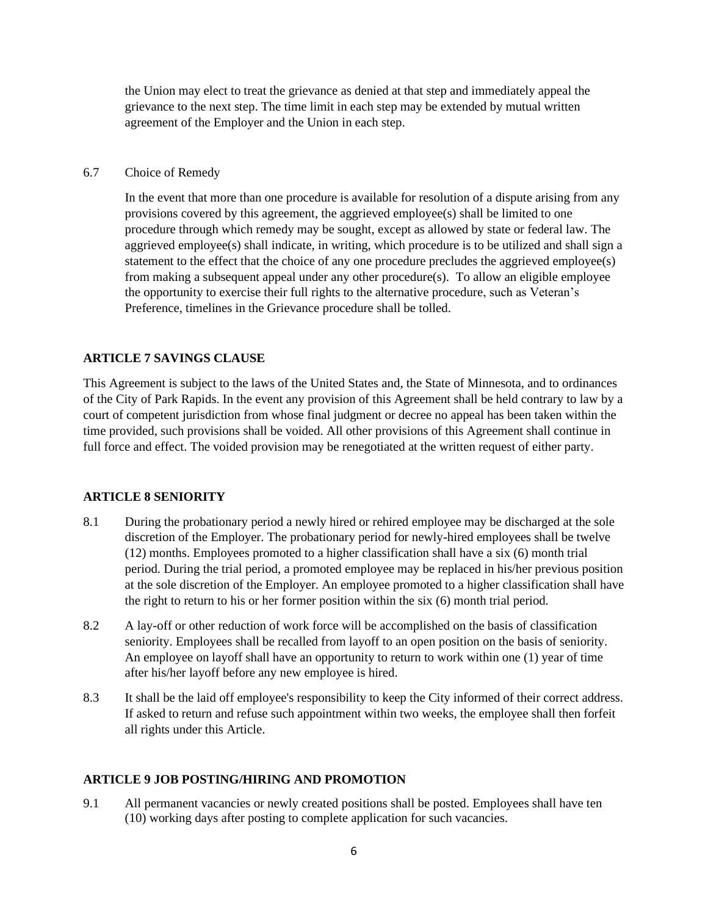the Union may elect to treat the grievance as denied at that step and immediately appeal the grievance to the next step. The time limit in each step may be extended by mutual written agreement of the Employer and the Union in each step.

6.7 Choice of Remedy

In the event that more than one procedure is available for resolution of a dispute arising from any provisions covered by this agreement, the aggrieved employee(s) shall be limited to one procedure through which remedy may be sought, except as allowed by state or federal law. The aggrieved employee(s) shall indicate, in writing, which procedure is to be utilized and shall sign a statement to the effect that the choice of any one procedure precludes the aggrieved employee(s) from making a subsequent appeal under any other procedure(s). To allow an eligible employee the opportunity to exercise their full rights to the alternative procedure, such as Veteran's Preference, timelines in the Grievance procedure shall be tolled.

## ARTICLE 7 SAVINGS CLAUSE

This Agreement is subject to the laws of the United States and, the State of Minnesota, and to ordinances of the City of Park Rapids. In the event any provision of this Agreement shall be held contrary to law by a court of competent jurisdiction from whose final judgment or decree no appeal has been taken within the time provided, such provisions shall be voided. All other provisions of this Agreement shall continue in full force and effect. The voided provision may be renegotiated at the written request of either party.

## ARTICLE 8 SENIORITY

8.1 During the probationary period a newly hired or rehired employee may be discharged at the sole discretion of the Employer. The probationary period for newly-hired employees shall be twelve (12) months. Employees promoted to a higher classification shall have a six (6) month trial period. During the trial period, a promoted employee may be replaced in his/her previous position at the sole discretion of the Employer. An employee promoted to a higher classification shall have the right to return to his or her former position within the six (6) month trial period.

8.2 A lay-off or other reduction of work force will be accomplished on the basis of classification seniority. Employees shall be recalled from layoff to an open position on the basis of seniority. An employee on layoff shall have an opportunity to return to work within one (1) year of time after his/her layoff before any new employee is hired.

8.3 It shall be the laid off employee's responsibility to keep the City informed of their correct address. If asked to return and refuse such appointment within two weeks, the employee shall then forfeit all rights under this Article.

## ARTICLE 9 JOB POSTING/HIRING AND PROMOTION

9.1 All permanent vacancies or newly created positions shall be posted. Employees shall have ten (10) working days after posting to complete application for such vacancies.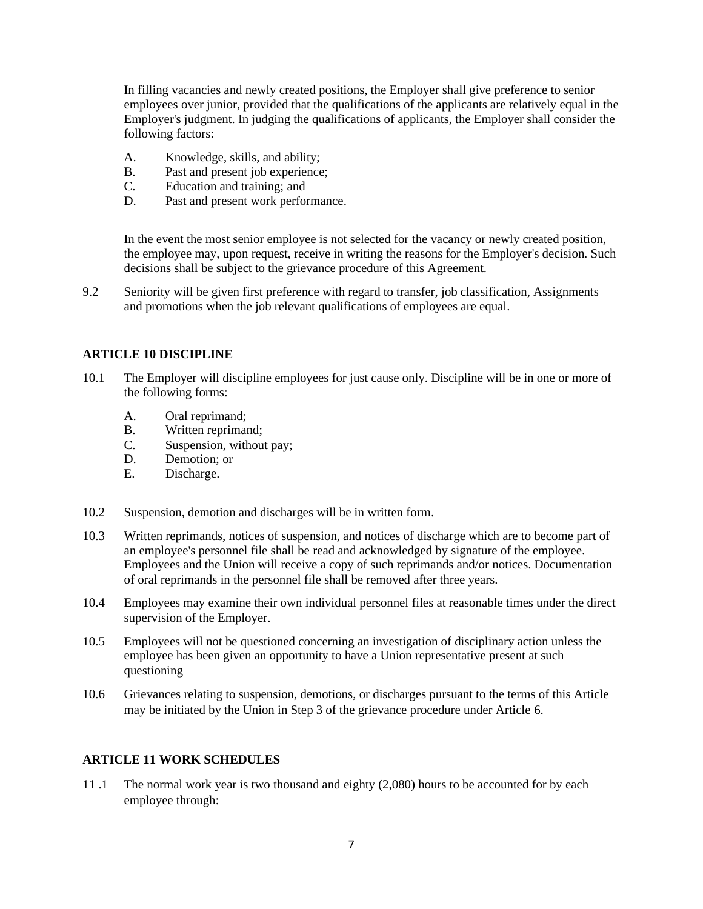In filling vacancies and newly created positions, the Employer shall give preference to senior employees over junior, provided that the qualifications of the applicants are relatively equal in the Employer's judgment. In judging the qualifications of applicants, the Employer shall consider the following factors:

A. Knowledge, skills, and ability;
B. Past and present job experience;
C. Education and training; and
D. Past and present work performance.

In the event the most senior employee is not selected for the vacancy or newly created position, the employee may, upon request, receive in writing the reasons for the Employer's decision. Such decisions shall be subject to the grievance procedure of this Agreement.

9.2 Seniority will be given first preference with regard to transfer, job classification, Assignments and promotions when the job relevant qualifications of employees are equal.

**ARTICLE 10 DISCIPLINE**

10.1 The Employer will discipline employees for just cause only. Discipline will be in one or more of the following forms:

A. Oral reprimand;
B. Written reprimand;
C. Suspension, without pay;
D. Demotion; or
E. Discharge.

10.2 Suspension, demotion and discharges will be in written form.

10.3 Written reprimands, notices of suspension, and notices of discharge which are to become part of an employee's personnel file shall be read and acknowledged by signature of the employee. Employees and the Union will receive a copy of such reprimands and/or notices. Documentation of oral reprimands in the personnel file shall be removed after three years.

10.4 Employees may examine their own individual personnel files at reasonable times under the direct supervision of the Employer.

10.5 Employees will not be questioned concerning an investigation of disciplinary action unless the employee has been given an opportunity to have a Union representative present at such questioning

10.6 Grievances relating to suspension, demotions, or discharges pursuant to the terms of this Article may be initiated by the Union in Step 3 of the grievance procedure under Article 6.

**ARTICLE 11 WORK SCHEDULES**

11 .1 The normal work year is two thousand and eighty (2,080) hours to be accounted for by each employee through: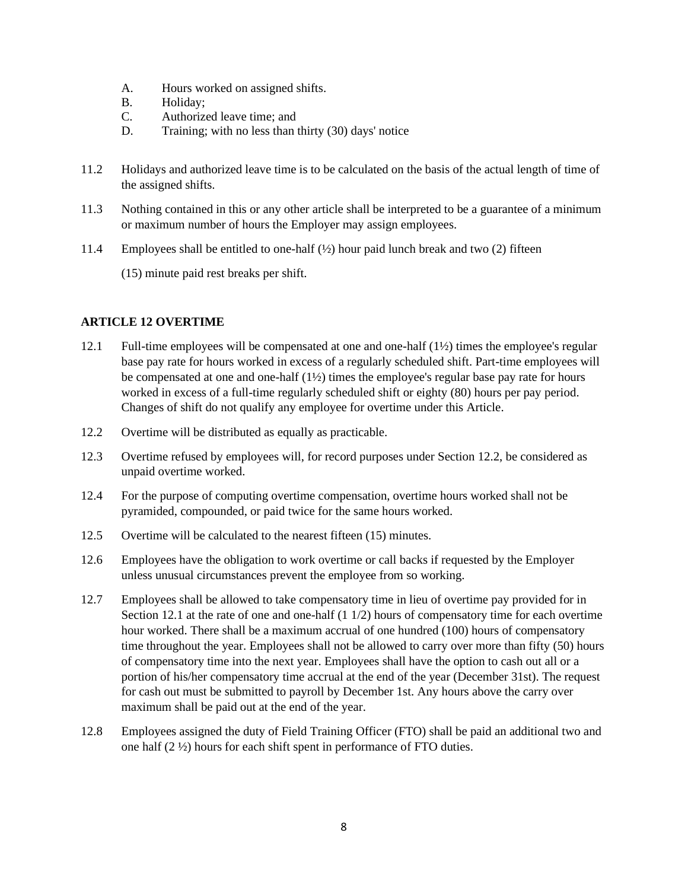A. Hours worked on assigned shifts.
B. Holiday;
C. Authorized leave time; and
D. Training; with no less than thirty (30) days' notice

11.2 Holidays and authorized leave time is to be calculated on the basis of the actual length of time of the assigned shifts.

11.3 Nothing contained in this or any other article shall be interpreted to be a guarantee of a minimum or maximum number of hours the Employer may assign employees.

11.4 Employees shall be entitled to one-half (½) hour paid lunch break and two (2) fifteen

(15) minute paid rest breaks per shift.

**ARTICLE 12 OVERTIME**

12.1 Full-time employees will be compensated at one and one-half (1½) times the employee's regular base pay rate for hours worked in excess of a regularly scheduled shift. Part-time employees will be compensated at one and one-half (1½) times the employee's regular base pay rate for hours worked in excess of a full-time regularly scheduled shift or eighty (80) hours per pay period. Changes of shift do not qualify any employee for overtime under this Article.

12.2 Overtime will be distributed as equally as practicable.

12.3 Overtime refused by employees will, for record purposes under Section 12.2, be considered as unpaid overtime worked.

12.4 For the purpose of computing overtime compensation, overtime hours worked shall not be pyramided, compounded, or paid twice for the same hours worked.

12.5 Overtime will be calculated to the nearest fifteen (15) minutes.

12.6 Employees have the obligation to work overtime or call backs if requested by the Employer unless unusual circumstances prevent the employee from so working.

12.7 Employees shall be allowed to take compensatory time in lieu of overtime pay provided for in Section 12.1 at the rate of one and one-half (1 1/2) hours of compensatory time for each overtime hour worked. There shall be a maximum accrual of one hundred (100) hours of compensatory time throughout the year. Employees shall not be allowed to carry over more than fifty (50) hours of compensatory time into the next year. Employees shall have the option to cash out all or a portion of his/her compensatory time accrual at the end of the year (December 31st). The request for cash out must be submitted to payroll by December 1st. Any hours above the carry over maximum shall be paid out at the end of the year.

12.8 Employees assigned the duty of Field Training Officer (FTO) shall be paid an additional two and one half (2 ½) hours for each shift spent in performance of FTO duties.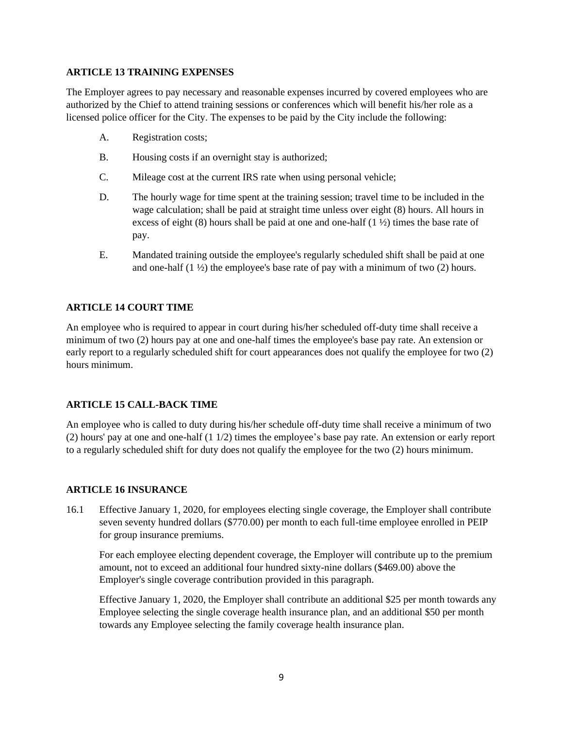**ARTICLE 13 TRAINING EXPENSES**

The Employer agrees to pay necessary and reasonable expenses incurred by covered employees who are authorized by the Chief to attend training sessions or conferences which will benefit his/her role as a licensed police officer for the City. The expenses to be paid by the City include the following:

A. Registration costs;

B. Housing costs if an overnight stay is authorized;

C. Mileage cost at the current IRS rate when using personal vehicle;

D. The hourly wage for time spent at the training session; travel time to be included in the wage calculation; shall be paid at straight time unless over eight (8) hours. All hours in excess of eight (8) hours shall be paid at one and one-half (1 ½) times the base rate of pay.

E. Mandated training outside the employee's regularly scheduled shift shall be paid at one and one-half (1 ½) the employee's base rate of pay with a minimum of two (2) hours.

**ARTICLE 14 COURT TIME**

An employee who is required to appear in court during his/her scheduled off-duty time shall receive a minimum of two (2) hours pay at one and one-half times the employee's base pay rate. An extension or early report to a regularly scheduled shift for court appearances does not qualify the employee for two (2) hours minimum.

**ARTICLE 15 CALL-BACK TIME**

An employee who is called to duty during his/her schedule off-duty time shall receive a minimum of two (2) hours' pay at one and one-half (1 1/2) times the employee's base pay rate. An extension or early report to a regularly scheduled shift for duty does not qualify the employee for the two (2) hours minimum.

**ARTICLE 16 INSURANCE**

16.1 Effective January 1, 2020, for employees electing single coverage, the Employer shall contribute seven seventy hundred dollars ($770.00) per month to each full-time employee enrolled in PEIP for group insurance premiums.

For each employee electing dependent coverage, the Employer will contribute up to the premium amount, not to exceed an additional four hundred sixty-nine dollars ($469.00) above the Employer's single coverage contribution provided in this paragraph.

Effective January 1, 2020, the Employer shall contribute an additional $25 per month towards any Employee selecting the single coverage health insurance plan, and an additional $50 per month towards any Employee selecting the family coverage health insurance plan.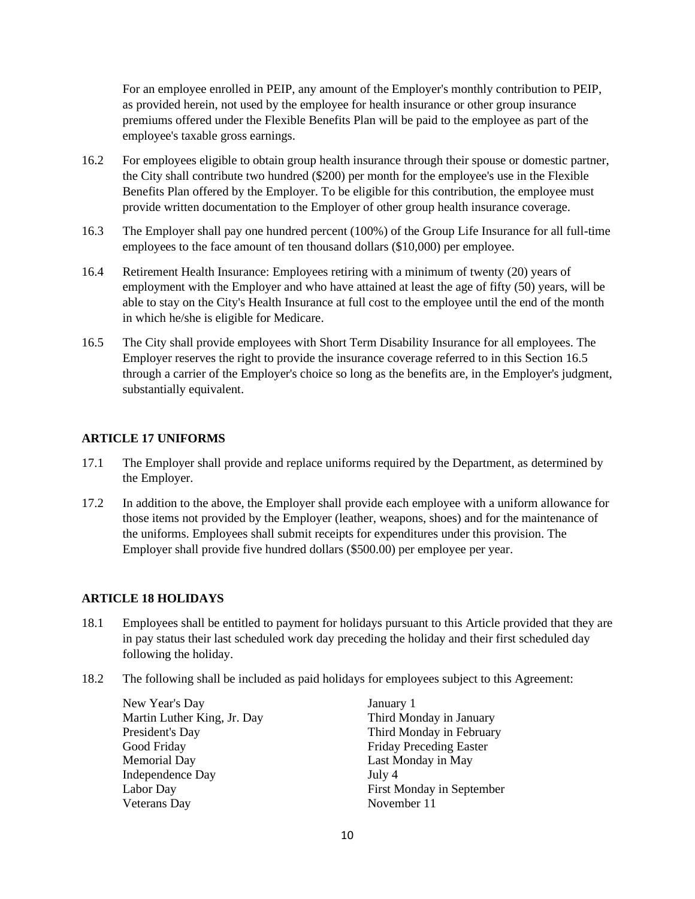For an employee enrolled in PEIP, any amount of the Employer's monthly contribution to PEIP, as provided herein, not used by the employee for health insurance or other group insurance premiums offered under the Flexible Benefits Plan will be paid to the employee as part of the employee's taxable gross earnings.

16.2 For employees eligible to obtain group health insurance through their spouse or domestic partner, the City shall contribute two hundred ($200) per month for the employee's use in the Flexible Benefits Plan offered by the Employer. To be eligible for this contribution, the employee must provide written documentation to the Employer of other group health insurance coverage.

16.3 The Employer shall pay one hundred percent (100%) of the Group Life Insurance for all full-time employees to the face amount of ten thousand dollars ($10,000) per employee.

16.4 Retirement Health Insurance: Employees retiring with a minimum of twenty (20) years of employment with the Employer and who have attained at least the age of fifty (50) years, will be able to stay on the City's Health Insurance at full cost to the employee until the end of the month in which he/she is eligible for Medicare.

16.5 The City shall provide employees with Short Term Disability Insurance for all employees. The Employer reserves the right to provide the insurance coverage referred to in this Section 16.5 through a carrier of the Employer's choice so long as the benefits are, in the Employer's judgment, substantially equivalent.

## ARTICLE 17 UNIFORMS

17.1 The Employer shall provide and replace uniforms required by the Department, as determined by the Employer.

17.2 In addition to the above, the Employer shall provide each employee with a uniform allowance for those items not provided by the Employer (leather, weapons, shoes) and for the maintenance of the uniforms. Employees shall submit receipts for expenditures under this provision. The Employer shall provide five hundred dollars ($500.00) per employee per year.

## ARTICLE 18 HOLIDAYS

18.1 Employees shall be entitled to payment for holidays pursuant to this Article provided that they are in pay status their last scheduled work day preceding the holiday and their first scheduled day following the holiday.

18.2 The following shall be included as paid holidays for employees subject to this Agreement:

| | |
|---|---|
| New Year's Day | January 1 |
| Martin Luther King, Jr. Day | Third Monday in January |
| President's Day | Third Monday in February |
| Good Friday | Friday Preceding Easter |
| Memorial Day | Last Monday in May |
| Independence Day | July 4 |
| Labor Day | First Monday in September |
| Veterans Day | November 11 |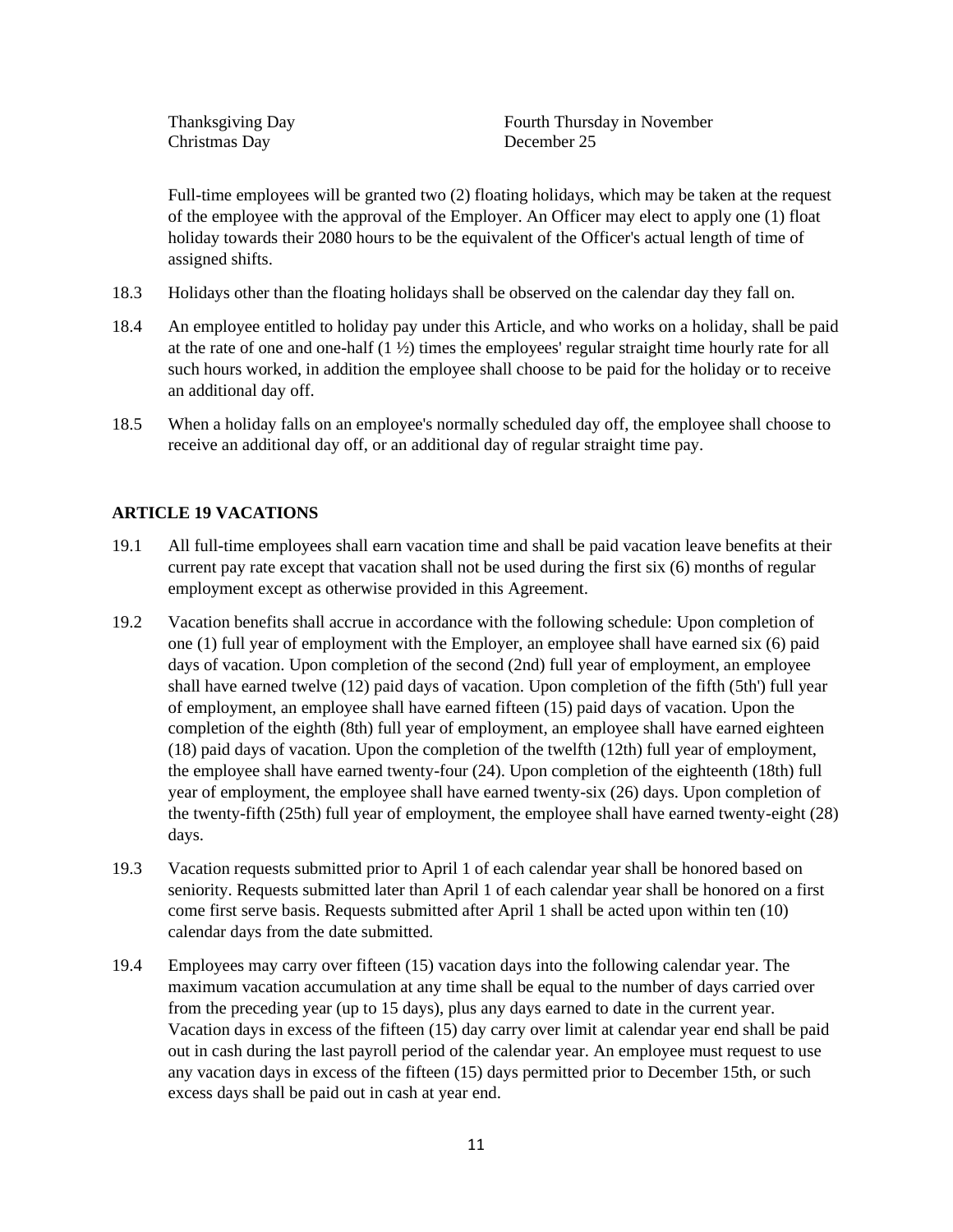| | |
|---|---|
| Thanksgiving Day | Fourth Thursday in November |
| Christmas Day | December 25 |

Full-time employees will be granted two (2) floating holidays, which may be taken at the request of the employee with the approval of the Employer. An Officer may elect to apply one (1) float holiday towards their 2080 hours to be the equivalent of the Officer's actual length of time of assigned shifts.

18.3 Holidays other than the floating holidays shall be observed on the calendar day they fall on.

18.4 An employee entitled to holiday pay under this Article, and who works on a holiday, shall be paid at the rate of one and one-half (1 ½) times the employees' regular straight time hourly rate for all such hours worked, in addition the employee shall choose to be paid for the holiday or to receive an additional day off.

18.5 When a holiday falls on an employee's normally scheduled day off, the employee shall choose to receive an additional day off, or an additional day of regular straight time pay.

**ARTICLE 19 VACATIONS**

19.1 All full-time employees shall earn vacation time and shall be paid vacation leave benefits at their current pay rate except that vacation shall not be used during the first six (6) months of regular employment except as otherwise provided in this Agreement.

19.2 Vacation benefits shall accrue in accordance with the following schedule: Upon completion of one (1) full year of employment with the Employer, an employee shall have earned six (6) paid days of vacation. Upon completion of the second (2nd) full year of employment, an employee shall have earned twelve (12) paid days of vacation. Upon completion of the fifth (5th') full year of employment, an employee shall have earned fifteen (15) paid days of vacation. Upon the completion of the eighth (8th) full year of employment, an employee shall have earned eighteen (18) paid days of vacation. Upon the completion of the twelfth (12th) full year of employment, the employee shall have earned twenty-four (24). Upon completion of the eighteenth (18th) full year of employment, the employee shall have earned twenty-six (26) days. Upon completion of the twenty-fifth (25th) full year of employment, the employee shall have earned twenty-eight (28) days.

19.3 Vacation requests submitted prior to April 1 of each calendar year shall be honored based on seniority. Requests submitted later than April 1 of each calendar year shall be honored on a first come first serve basis. Requests submitted after April 1 shall be acted upon within ten (10) calendar days from the date submitted.

19.4 Employees may carry over fifteen (15) vacation days into the following calendar year. The maximum vacation accumulation at any time shall be equal to the number of days carried over from the preceding year (up to 15 days), plus any days earned to date in the current year. Vacation days in excess of the fifteen (15) day carry over limit at calendar year end shall be paid out in cash during the last payroll period of the calendar year. An employee must request to use any vacation days in excess of the fifteen (15) days permitted prior to December 15th, or such excess days shall be paid out in cash at year end.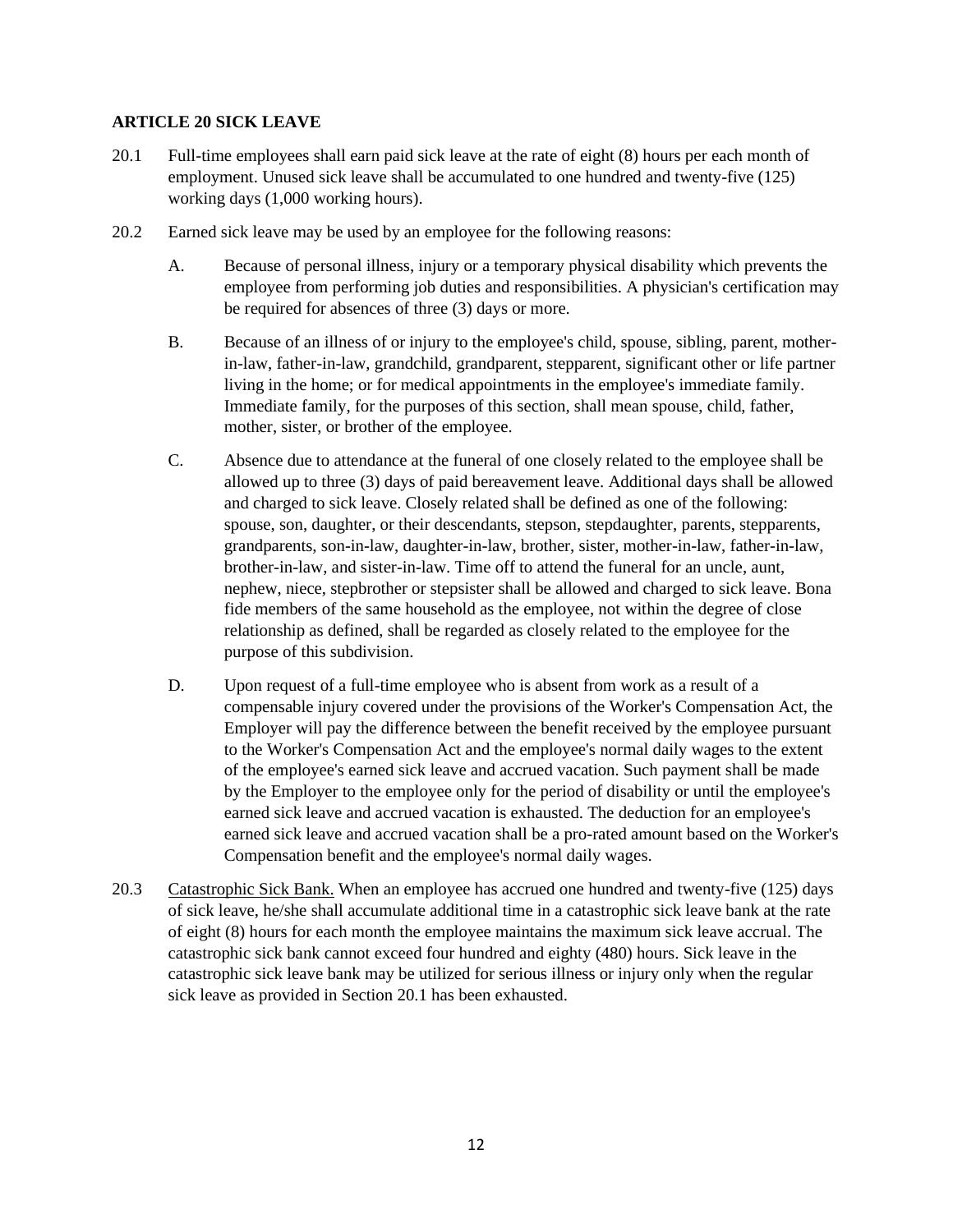**ARTICLE 20 SICK LEAVE**

20.1 Full-time employees shall earn paid sick leave at the rate of eight (8) hours per each month of employment. Unused sick leave shall be accumulated to one hundred and twenty-five (125) working days (1,000 working hours).

20.2 Earned sick leave may be used by an employee for the following reasons:

A. Because of personal illness, injury or a temporary physical disability which prevents the employee from performing job duties and responsibilities. A physician's certification may be required for absences of three (3) days or more.

B. Because of an illness of or injury to the employee's child, spouse, sibling, parent, mother-in-law, father-in-law, grandchild, grandparent, stepparent, significant other or life partner living in the home; or for medical appointments in the employee's immediate family. Immediate family, for the purposes of this section, shall mean spouse, child, father, mother, sister, or brother of the employee.

C. Absence due to attendance at the funeral of one closely related to the employee shall be allowed up to three (3) days of paid bereavement leave. Additional days shall be allowed and charged to sick leave. Closely related shall be defined as one of the following: spouse, son, daughter, or their descendants, stepson, stepdaughter, parents, stepparents, grandparents, son-in-law, daughter-in-law, brother, sister, mother-in-law, father-in-law, brother-in-law, and sister-in-law. Time off to attend the funeral for an uncle, aunt, nephew, niece, stepbrother or stepsister shall be allowed and charged to sick leave. Bona fide members of the same household as the employee, not within the degree of close relationship as defined, shall be regarded as closely related to the employee for the purpose of this subdivision.

D. Upon request of a full-time employee who is absent from work as a result of a compensable injury covered under the provisions of the Worker's Compensation Act, the Employer will pay the difference between the benefit received by the employee pursuant to the Worker's Compensation Act and the employee's normal daily wages to the extent of the employee's earned sick leave and accrued vacation. Such payment shall be made by the Employer to the employee only for the period of disability or until the employee's earned sick leave and accrued vacation is exhausted. The deduction for an employee's earned sick leave and accrued vacation shall be a pro-rated amount based on the Worker's Compensation benefit and the employee's normal daily wages.

20.3 Catastrophic Sick Bank. When an employee has accrued one hundred and twenty-five (125) days of sick leave, he/she shall accumulate additional time in a catastrophic sick leave bank at the rate of eight (8) hours for each month the employee maintains the maximum sick leave accrual. The catastrophic sick bank cannot exceed four hundred and eighty (480) hours. Sick leave in the catastrophic sick leave bank may be utilized for serious illness or injury only when the regular sick leave as provided in Section 20.1 has been exhausted.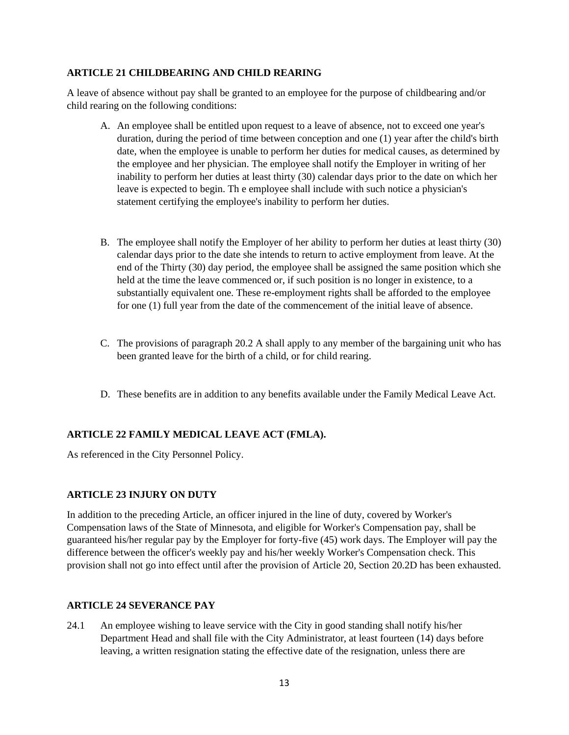**ARTICLE 21 CHILDBEARING AND CHILD REARING**

A leave of absence without pay shall be granted to an employee for the purpose of childbearing and/or child rearing on the following conditions:

A. An employee shall be entitled upon request to a leave of absence, not to exceed one year's duration, during the period of time between conception and one (1) year after the child's birth date, when the employee is unable to perform her duties for medical causes, as determined by the employee and her physician. The employee shall notify the Employer in writing of her inability to perform her duties at least thirty (30) calendar days prior to the date on which her leave is expected to begin. Th e employee shall include with such notice a physician's statement certifying the employee's inability to perform her duties.

B. The employee shall notify the Employer of her ability to perform her duties at least thirty (30) calendar days prior to the date she intends to return to active employment from leave. At the end of the Thirty (30) day period, the employee shall be assigned the same position which she held at the time the leave commenced or, if such position is no longer in existence, to a substantially equivalent one. These re-employment rights shall be afforded to the employee for one (1) full year from the date of the commencement of the initial leave of absence.

C. The provisions of paragraph 20.2 A shall apply to any member of the bargaining unit who has been granted leave for the birth of a child, or for child rearing.

D. These benefits are in addition to any benefits available under the Family Medical Leave Act.

**ARTICLE 22 FAMILY MEDICAL LEAVE ACT (FMLA).**

As referenced in the City Personnel Policy.

**ARTICLE 23 INJURY ON DUTY**

In addition to the preceding Article, an officer injured in the line of duty, covered by Worker's Compensation laws of the State of Minnesota, and eligible for Worker's Compensation pay, shall be guaranteed his/her regular pay by the Employer for forty-five (45) work days. The Employer will pay the difference between the officer's weekly pay and his/her weekly Worker's Compensation check. This provision shall not go into effect until after the provision of Article 20, Section 20.2D has been exhausted.

**ARTICLE 24 SEVERANCE PAY**

24.1 An employee wishing to leave service with the City in good standing shall notify his/her Department Head and shall file with the City Administrator, at least fourteen (14) days before leaving, a written resignation stating the effective date of the resignation, unless there are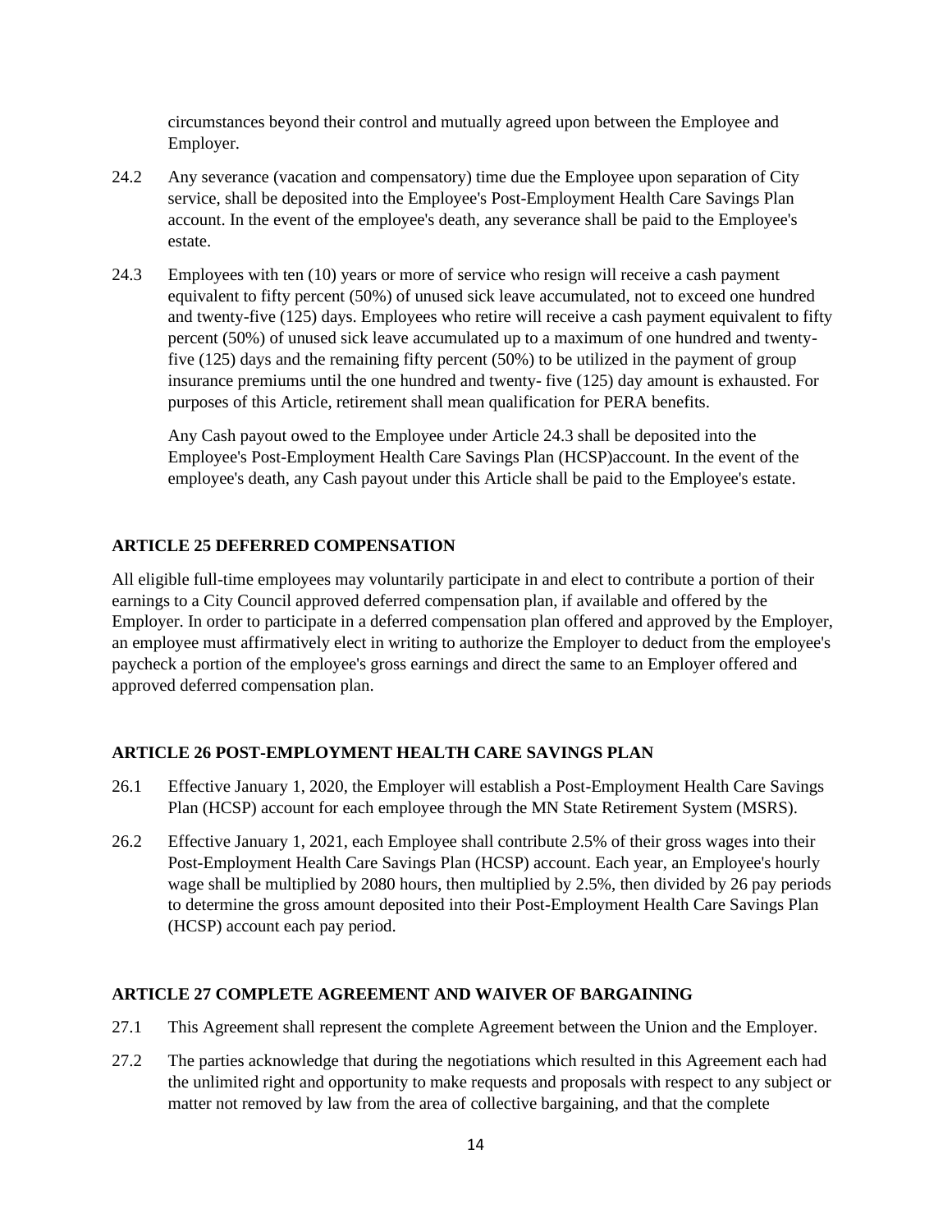circumstances beyond their control and mutually agreed upon between the Employee and Employer.

24.2 Any severance (vacation and compensatory) time due the Employee upon separation of City service, shall be deposited into the Employee's Post-Employment Health Care Savings Plan account. In the event of the employee's death, any severance shall be paid to the Employee's estate.

24.3 Employees with ten (10) years or more of service who resign will receive a cash payment equivalent to fifty percent (50%) of unused sick leave accumulated, not to exceed one hundred and twenty-five (125) days. Employees who retire will receive a cash payment equivalent to fifty percent (50%) of unused sick leave accumulated up to a maximum of one hundred and twenty-five (125) days and the remaining fifty percent (50%) to be utilized in the payment of group insurance premiums until the one hundred and twenty- five (125) day amount is exhausted. For purposes of this Article, retirement shall mean qualification for PERA benefits.

Any Cash payout owed to the Employee under Article 24.3 shall be deposited into the Employee's Post-Employment Health Care Savings Plan (HCSP)account. In the event of the employee's death, any Cash payout under this Article shall be paid to the Employee's estate.

## ARTICLE 25 DEFERRED COMPENSATION

All eligible full-time employees may voluntarily participate in and elect to contribute a portion of their earnings to a City Council approved deferred compensation plan, if available and offered by the Employer. In order to participate in a deferred compensation plan offered and approved by the Employer, an employee must affirmatively elect in writing to authorize the Employer to deduct from the employee's paycheck a portion of the employee's gross earnings and direct the same to an Employer offered and approved deferred compensation plan.

## ARTICLE 26 POST-EMPLOYMENT HEALTH CARE SAVINGS PLAN

26.1 Effective January 1, 2020, the Employer will establish a Post-Employment Health Care Savings Plan (HCSP) account for each employee through the MN State Retirement System (MSRS).

26.2 Effective January 1, 2021, each Employee shall contribute 2.5% of their gross wages into their Post-Employment Health Care Savings Plan (HCSP) account. Each year, an Employee's hourly wage shall be multiplied by 2080 hours, then multiplied by 2.5%, then divided by 26 pay periods to determine the gross amount deposited into their Post-Employment Health Care Savings Plan (HCSP) account each pay period.

## ARTICLE 27 COMPLETE AGREEMENT AND WAIVER OF BARGAINING

27.1 This Agreement shall represent the complete Agreement between the Union and the Employer.

27.2 The parties acknowledge that during the negotiations which resulted in this Agreement each had the unlimited right and opportunity to make requests and proposals with respect to any subject or matter not removed by law from the area of collective bargaining, and that the complete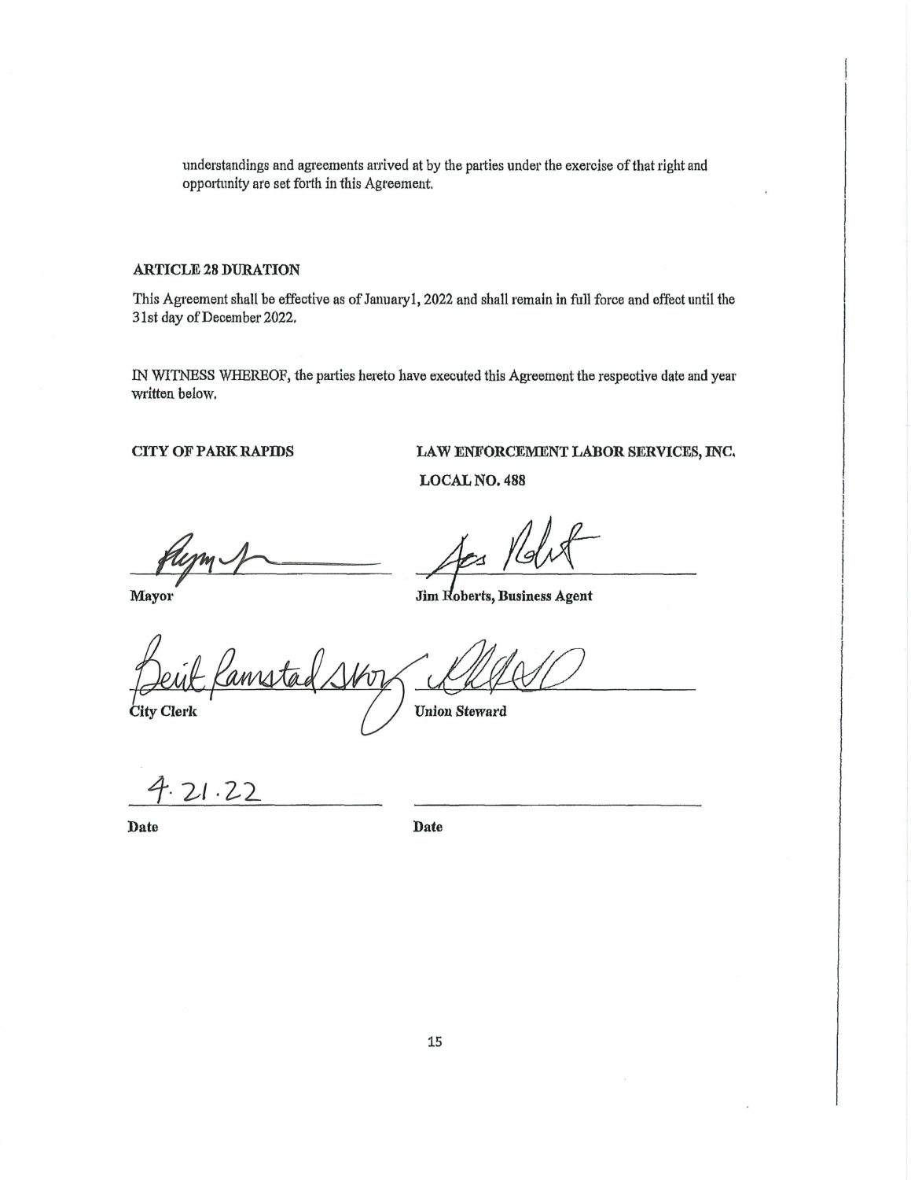understandings and agreements arrived at by the parties under the exercise of that right and opportunity are set forth in this Agreement.

**ARTICLE 28 DURATION**

This Agreement shall be effective as of January1, 2022 and shall remain in full force and effect until the 31st day of December 2022.

IN WITNESS WHEREOF, the parties hereto have executed this Agreement the respective date and year written below.

**CITY OF PARK RAPIDS**

**LAW ENFORCEMENT LABOR SERVICES, INC. LOCAL NO. 488**

**Mayor**

**Jim Roberts, Business Agent**

**City Clerk**

**Union Steward**

4.21.22

**Date**

**Date**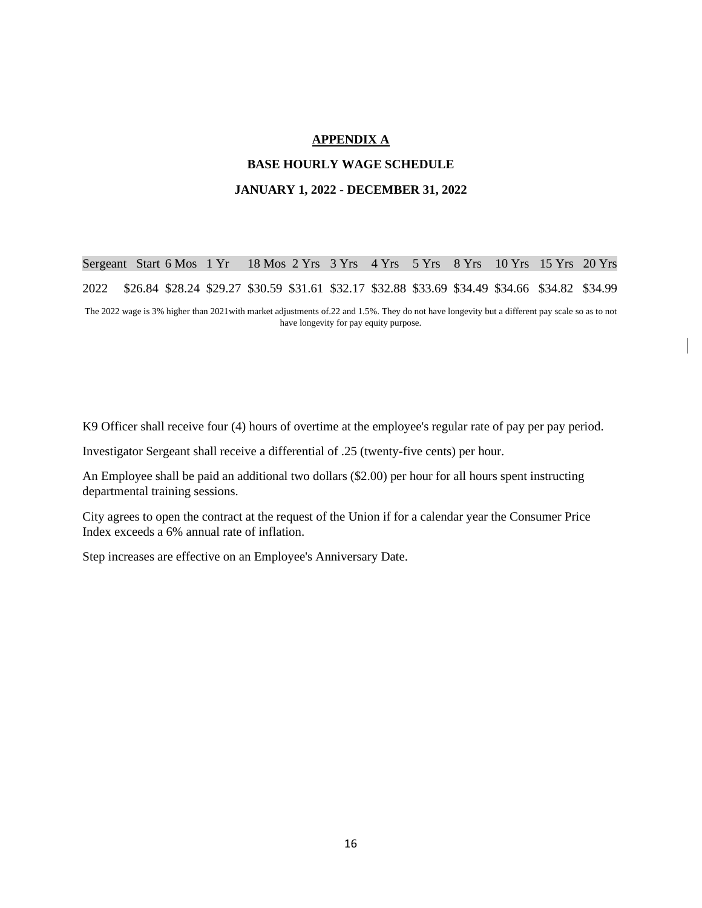## APPENDIX A

### BASE HOURLY WAGE SCHEDULE

### JANUARY 1, 2022 - DECEMBER 31, 2022

| Sergeant | Start | 6 Mos | 1 Yr | 18 Mos | 2 Yrs | 3 Yrs | 4 Yrs | 5 Yrs | 8 Yrs | 10 Yrs | 15 Yrs | 20 Yrs |
|---|---|---|---|---|---|---|---|---|---|---|---|---|
| 2022 | $26.84 | $28.24 | $29.27 | $30.59 | $31.61 | $32.17 | $32.88 | $33.69 | $34.49 | $34.66 | $34.82 | $34.99 |

The 2022 wage is 3% higher than 2021with market adjustments of.22 and 1.5%. They do not have longevity but a different pay scale so as to not have longevity for pay equity purpose.

K9 Officer shall receive four (4) hours of overtime at the employee's regular rate of pay per pay period.

Investigator Sergeant shall receive a differential of .25 (twenty-five cents) per hour.

An Employee shall be paid an additional two dollars ($2.00) per hour for all hours spent instructing departmental training sessions.

City agrees to open the contract at the request of the Union if for a calendar year the Consumer Price Index exceeds a 6% annual rate of inflation.

Step increases are effective on an Employee's Anniversary Date.